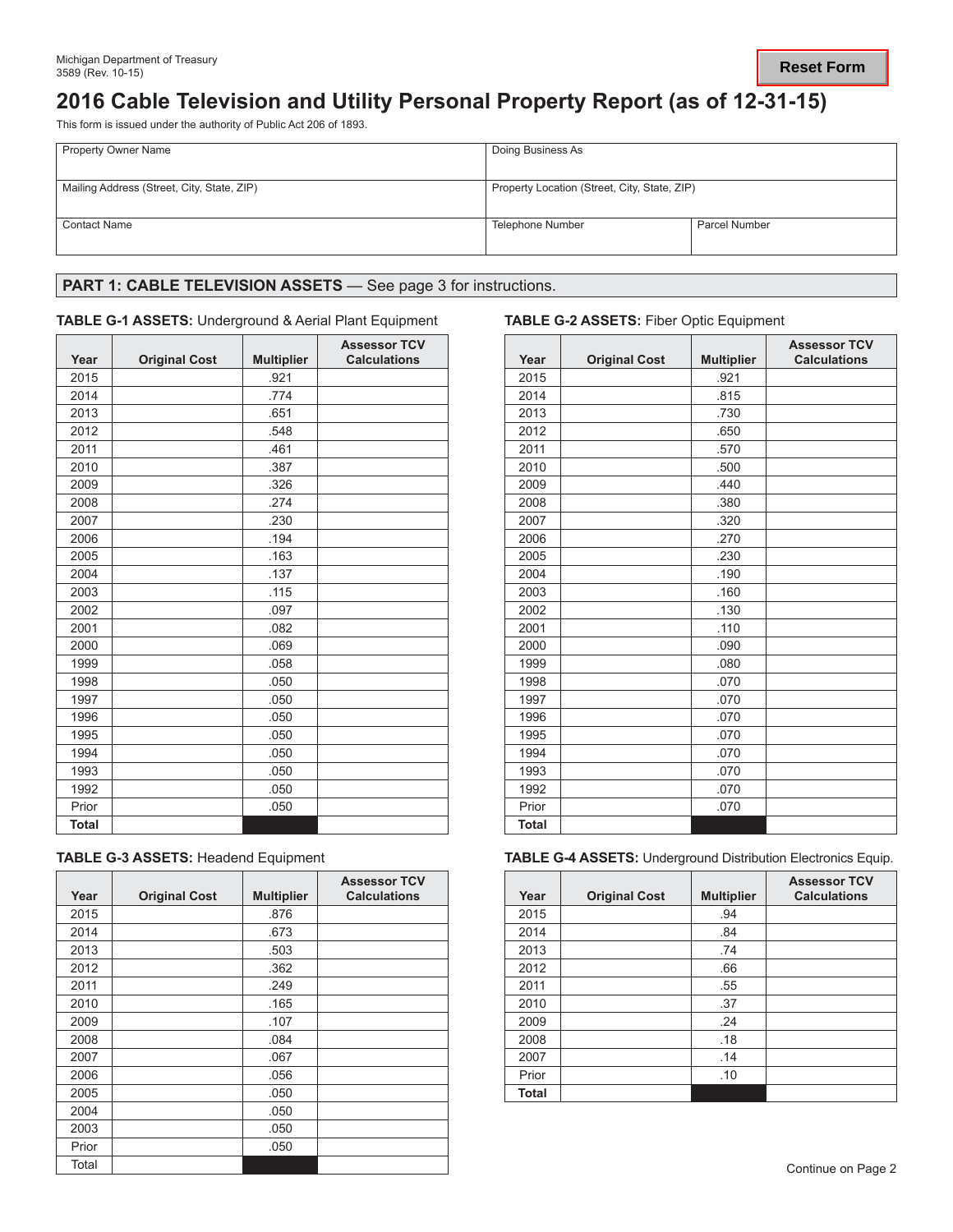Michigan Department of Treasury
3589 (Rev. 10-15)

Reset Form

# 2016 Cable Television and Utility Personal Property Report (as of 12-31-15)

This form is issued under the authority of Public Act 206 of 1893.

| Property Owner Name | Doing Business As | |
|---|---|---|
| Mailing Address (Street, City, State, ZIP) | Property Location (Street, City, State, ZIP) | |
| Contact Name | Telephone Number | Parcel Number |

## PART 1: CABLE TELEVISION ASSETS — See page 3 for instructions.

**TABLE G-1 ASSETS:** Underground & Aerial Plant Equipment

| Year | Original Cost | Multiplier | Assessor TCV Calculations |
|---|---|---|---|
| 2015 | | .921 | |
| 2014 | | .774 | |
| 2013 | | .651 | |
| 2012 | | .548 | |
| 2011 | | .461 | |
| 2010 | | .387 | |
| 2009 | | .326 | |
| 2008 | | .274 | |
| 2007 | | .230 | |
| 2006 | | .194 | |
| 2005 | | .163 | |
| 2004 | | .137 | |
| 2003 | | .115 | |
| 2002 | | .097 | |
| 2001 | | .082 | |
| 2000 | | .069 | |
| 1999 | | .058 | |
| 1998 | | .050 | |
| 1997 | | .050 | |
| 1996 | | .050 | |
| 1995 | | .050 | |
| 1994 | | .050 | |
| 1993 | | .050 | |
| 1992 | | .050 | |
| Prior | | .050 | |
| **Total** | | | |

**TABLE G-2 ASSETS:** Fiber Optic Equipment

| Year | Original Cost | Multiplier | Assessor TCV Calculations |
|---|---|---|---|
| 2015 | | .921 | |
| 2014 | | .815 | |
| 2013 | | .730 | |
| 2012 | | .650 | |
| 2011 | | .570 | |
| 2010 | | .500 | |
| 2009 | | .440 | |
| 2008 | | .380 | |
| 2007 | | .320 | |
| 2006 | | .270 | |
| 2005 | | .230 | |
| 2004 | | .190 | |
| 2003 | | .160 | |
| 2002 | | .130 | |
| 2001 | | .110 | |
| 2000 | | .090 | |
| 1999 | | .080 | |
| 1998 | | .070 | |
| 1997 | | .070 | |
| 1996 | | .070 | |
| 1995 | | .070 | |
| 1994 | | .070 | |
| 1993 | | .070 | |
| 1992 | | .070 | |
| Prior | | .070 | |
| **Total** | | | |

**TABLE G-3 ASSETS:** Headend Equipment

| Year | Original Cost | Multiplier | Assessor TCV Calculations |
|---|---|---|---|
| 2015 | | .876 | |
| 2014 | | .673 | |
| 2013 | | .503 | |
| 2012 | | .362 | |
| 2011 | | .249 | |
| 2010 | | .165 | |
| 2009 | | .107 | |
| 2008 | | .084 | |
| 2007 | | .067 | |
| 2006 | | .056 | |
| 2005 | | .050 | |
| 2004 | | .050 | |
| 2003 | | .050 | |
| Prior | | .050 | |
| Total | | | |

**TABLE G-4 ASSETS:** Underground Distribution Electronics Equip.

| Year | Original Cost | Multiplier | Assessor TCV Calculations |
|---|---|---|---|
| 2015 | | .94 | |
| 2014 | | .84 | |
| 2013 | | .74 | |
| 2012 | | .66 | |
| 2011 | | .55 | |
| 2010 | | .37 | |
| 2009 | | .24 | |
| 2008 | | .18 | |
| 2007 | | .14 | |
| Prior | | .10 | |
| **Total** | | | |

Continue on Page 2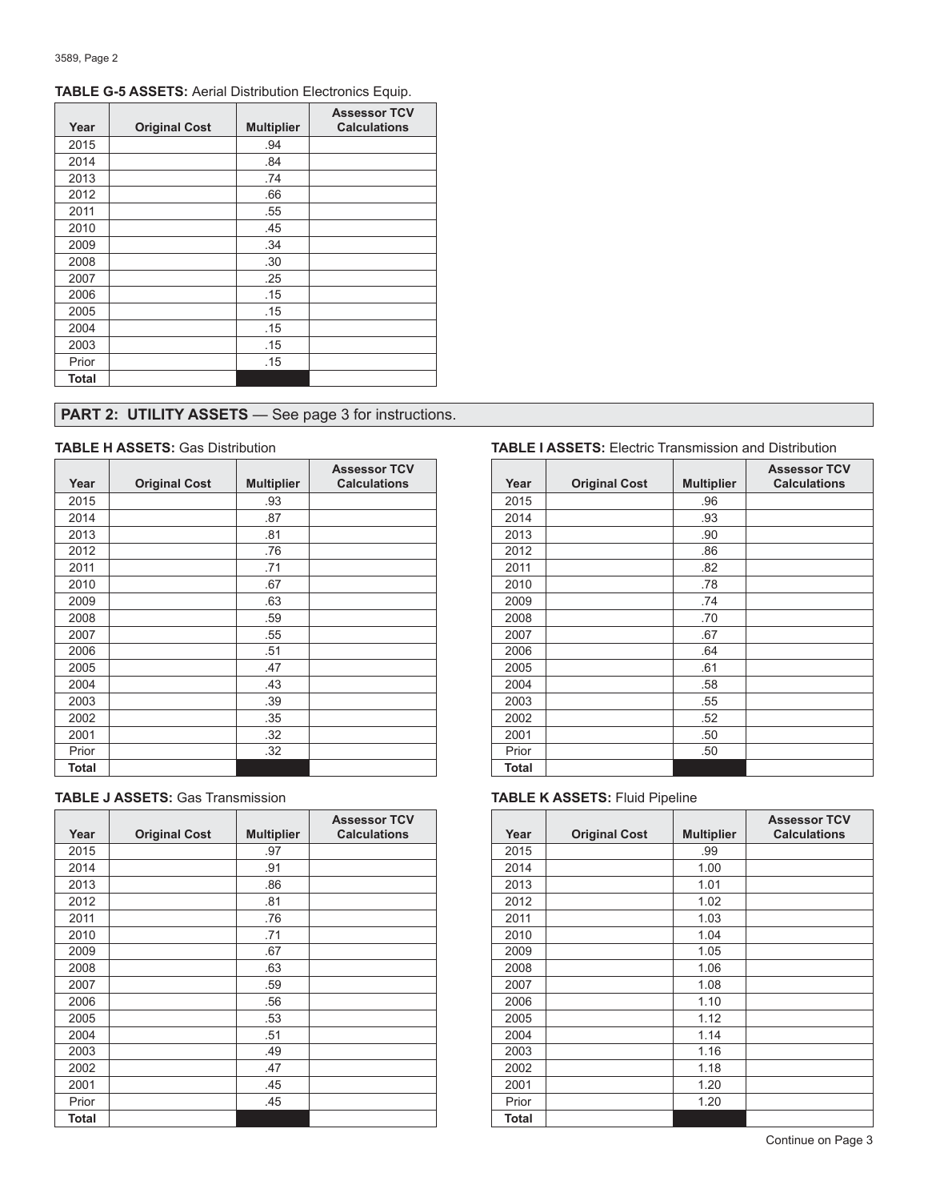**TABLE G-5 ASSETS:** Aerial Distribution Electronics Equip.

| Year | Original Cost | Multiplier | Assessor TCV Calculations |
|---|---|---|---|
| 2015 | | .94 | |
| 2014 | | .84 | |
| 2013 | | .74 | |
| 2012 | | .66 | |
| 2011 | | .55 | |
| 2010 | | .45 | |
| 2009 | | .34 | |
| 2008 | | .30 | |
| 2007 | | .25 | |
| 2006 | | .15 | |
| 2005 | | .15 | |
| 2004 | | .15 | |
| 2003 | | .15 | |
| Prior | | .15 | |
| **Total** | | | |

## PART 2: UTILITY ASSETS — See page 3 for instructions.

**TABLE H ASSETS:** Gas Distribution

| Year | Original Cost | Multiplier | Assessor TCV Calculations |
|---|---|---|---|
| 2015 | | .93 | |
| 2014 | | .87 | |
| 2013 | | .81 | |
| 2012 | | .76 | |
| 2011 | | .71 | |
| 2010 | | .67 | |
| 2009 | | .63 | |
| 2008 | | .59 | |
| 2007 | | .55 | |
| 2006 | | .51 | |
| 2005 | | .47 | |
| 2004 | | .43 | |
| 2003 | | .39 | |
| 2002 | | .35 | |
| 2001 | | .32 | |
| Prior | | .32 | |
| **Total** | | | |

**TABLE I ASSETS:** Electric Transmission and Distribution

| Year | Original Cost | Multiplier | Assessor TCV Calculations |
|---|---|---|---|
| 2015 | | .96 | |
| 2014 | | .93 | |
| 2013 | | .90 | |
| 2012 | | .86 | |
| 2011 | | .82 | |
| 2010 | | .78 | |
| 2009 | | .74 | |
| 2008 | | .70 | |
| 2007 | | .67 | |
| 2006 | | .64 | |
| 2005 | | .61 | |
| 2004 | | .58 | |
| 2003 | | .55 | |
| 2002 | | .52 | |
| 2001 | | .50 | |
| Prior | | .50 | |
| **Total** | | | |

**TABLE J ASSETS:** Gas Transmission

| Year | Original Cost | Multiplier | Assessor TCV Calculations |
|---|---|---|---|
| 2015 | | .97 | |
| 2014 | | .91 | |
| 2013 | | .86 | |
| 2012 | | .81 | |
| 2011 | | .76 | |
| 2010 | | .71 | |
| 2009 | | .67 | |
| 2008 | | .63 | |
| 2007 | | .59 | |
| 2006 | | .56 | |
| 2005 | | .53 | |
| 2004 | | .51 | |
| 2003 | | .49 | |
| 2002 | | .47 | |
| 2001 | | .45 | |
| Prior | | .45 | |
| **Total** | | | |

**TABLE K ASSETS:** Fluid Pipeline

| Year | Original Cost | Multiplier | Assessor TCV Calculations |
|---|---|---|---|
| 2015 | | .99 | |
| 2014 | | 1.00 | |
| 2013 | | 1.01 | |
| 2012 | | 1.02 | |
| 2011 | | 1.03 | |
| 2010 | | 1.04 | |
| 2009 | | 1.05 | |
| 2008 | | 1.06 | |
| 2007 | | 1.08 | |
| 2006 | | 1.10 | |
| 2005 | | 1.12 | |
| 2004 | | 1.14 | |
| 2003 | | 1.16 | |
| 2002 | | 1.18 | |
| 2001 | | 1.20 | |
| Prior | | 1.20 | |
| **Total** | | | |

Continue on Page 3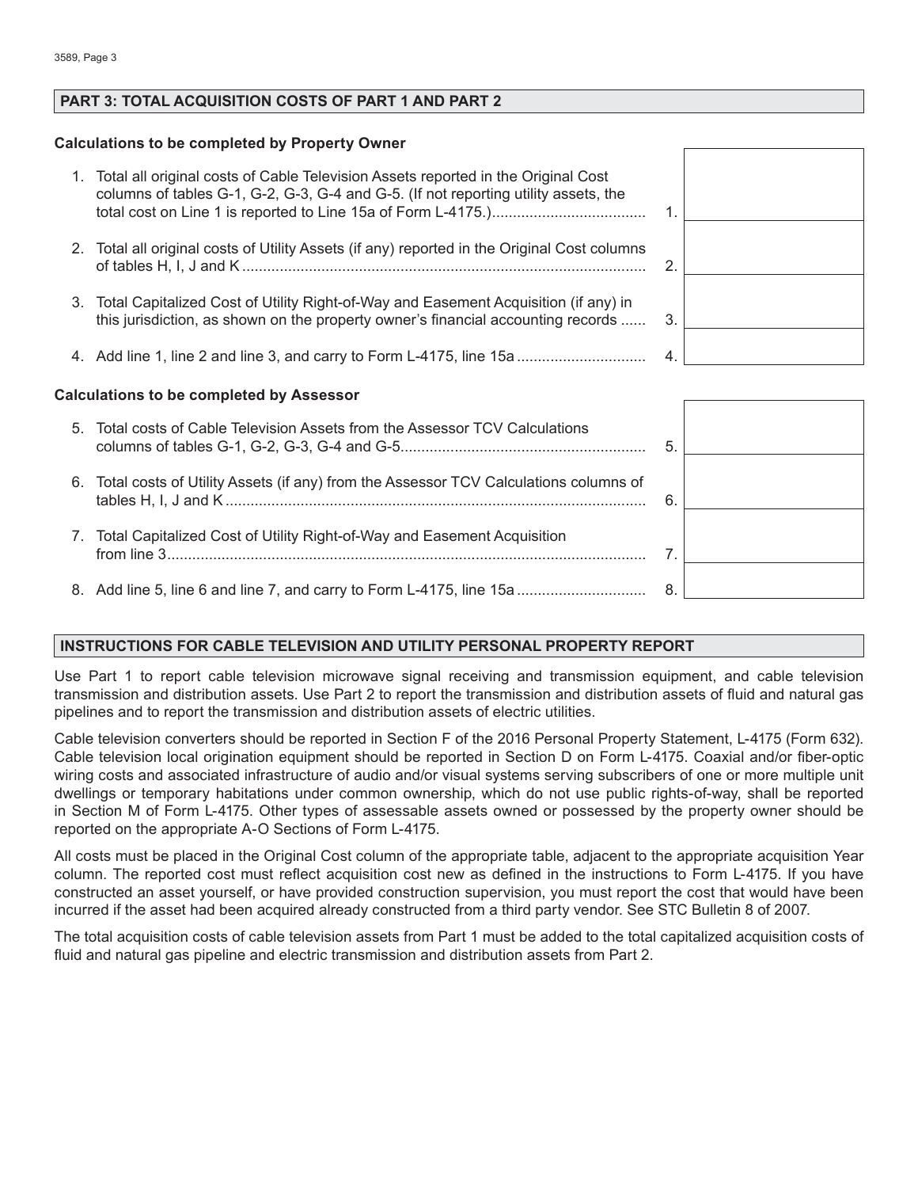## PART 3: TOTAL ACQUISITION COSTS OF PART 1 AND PART 2

**Calculations to be completed by Property Owner**

| | | |
|---|---|---|
| 1. Total all original costs of Cable Television Assets reported in the Original Cost columns of tables G-1, G-2, G-3, G-4 and G-5. (If not reporting utility assets, the total cost on Line 1 is reported to Line 15a of Form L-4175.) | 1. | |
| 2. Total all original costs of Utility Assets (if any) reported in the Original Cost columns of tables H, I, J and K | 2. | |
| 3. Total Capitalized Cost of Utility Right-of-Way and Easement Acquisition (if any) in this jurisdiction, as shown on the property owner's financial accounting records | 3. | |
| 4. Add line 1, line 2 and line 3, and carry to Form L-4175, line 15a | 4. | |

**Calculations to be completed by Assessor**

| | | |
|---|---|---|
| 5. Total costs of Cable Television Assets from the Assessor TCV Calculations columns of tables G-1, G-2, G-3, G-4 and G-5 | 5. | |
| 6. Total costs of Utility Assets (if any) from the Assessor TCV Calculations columns of tables H, I, J and K | 6. | |
| 7. Total Capitalized Cost of Utility Right-of-Way and Easement Acquisition from line 3 | 7. | |
| 8. Add line 5, line 6 and line 7, and carry to Form L-4175, line 15a | 8. | |

## INSTRUCTIONS FOR CABLE TELEVISION AND UTILITY PERSONAL PROPERTY REPORT

Use Part 1 to report cable television microwave signal receiving and transmission equipment, and cable television transmission and distribution assets. Use Part 2 to report the transmission and distribution assets of fluid and natural gas pipelines and to report the transmission and distribution assets of electric utilities.

Cable television converters should be reported in Section F of the 2016 Personal Property Statement, L-4175 (Form 632). Cable television local origination equipment should be reported in Section D on Form L-4175. Coaxial and/or fiber-optic wiring costs and associated infrastructure of audio and/or visual systems serving subscribers of one or more multiple unit dwellings or temporary habitations under common ownership, which do not use public rights-of-way, shall be reported in Section M of Form L-4175. Other types of assessable assets owned or possessed by the property owner should be reported on the appropriate A-O Sections of Form L-4175.

All costs must be placed in the Original Cost column of the appropriate table, adjacent to the appropriate acquisition Year column. The reported cost must reflect acquisition cost new as defined in the instructions to Form L-4175. If you have constructed an asset yourself, or have provided construction supervision, you must report the cost that would have been incurred if the asset had been acquired already constructed from a third party vendor. See STC Bulletin 8 of 2007.

The total acquisition costs of cable television assets from Part 1 must be added to the total capitalized acquisition costs of fluid and natural gas pipeline and electric transmission and distribution assets from Part 2.